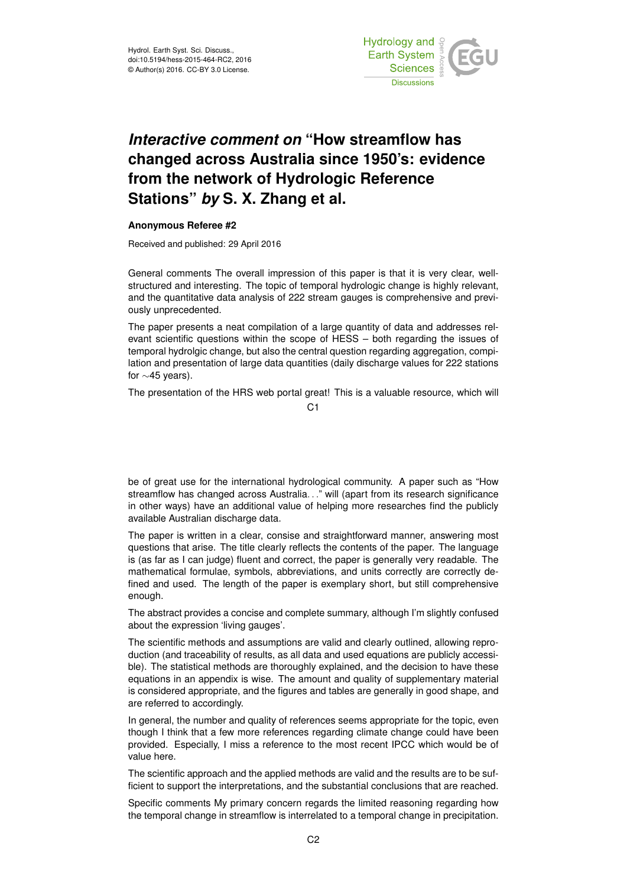# *Interactive comment on* "How streamflow has changed across Australia since 1950's: evidence from the network of Hydrologic Reference Stations" *by* S. X. Zhang et al.

**Anonymous Referee #2**

Received and published: 29 April 2016

General comments The overall impression of this paper is that it is very clear, well-structured and interesting. The topic of temporal hydrologic change is highly relevant, and the quantitative data analysis of 222 stream gauges is comprehensive and previously unprecedented.

The paper presents a neat compilation of a large quantity of data and addresses relevant scientific questions within the scope of HESS – both regarding the issues of temporal hydrolgic change, but also the central question regarding aggregation, compilation and presentation of large data quantities (daily discharge values for 222 stations for ∼45 years).

The presentation of the HRS web portal great! This is a valuable resource, which will be of great use for the international hydrological community. A paper such as "How streamflow has changed across Australia…" will (apart from its research significance in other ways) have an additional value of helping more researches find the publicly available Australian discharge data.

The paper is written in a clear, consise and straightforward manner, answering most questions that arise. The title clearly reflects the contents of the paper. The language is (as far as I can judge) fluent and correct, the paper is generally very readable. The mathematical formulae, symbols, abbreviations, and units correctly are correctly defined and used. The length of the paper is exemplary short, but still comprehensive enough.

The abstract provides a concise and complete summary, although I'm slightly confused about the expression 'living gauges'.

The scientific methods and assumptions are valid and clearly outlined, allowing reproduction (and traceability of results, as all data and used equations are publicly accessible). The statistical methods are thoroughly explained, and the decision to have these equations in an appendix is wise. The amount and quality of supplementary material is considered appropriate, and the figures and tables are generally in good shape, and are referred to accordingly.

In general, the number and quality of references seems appropriate for the topic, even though I think that a few more references regarding climate change could have been provided. Especially, I miss a reference to the most recent IPCC which would be of value here.

The scientific approach and the applied methods are valid and the results are to be sufficient to support the interpretations, and the substantial conclusions that are reached.

Specific comments My primary concern regards the limited reasoning regarding how the temporal change in streamflow is interrelated to a temporal change in precipitation.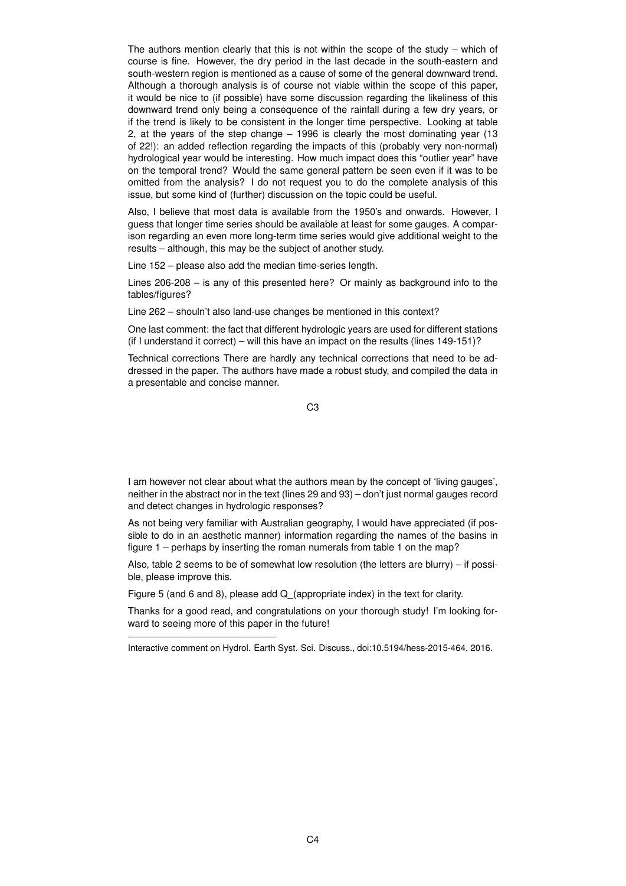The authors mention clearly that this is not within the scope of the study – which of course is fine. However, the dry period in the last decade in the south-eastern and south-western region is mentioned as a cause of some of the general downward trend. Although a thorough analysis is of course not viable within the scope of this paper, it would be nice to (if possible) have some discussion regarding the likeliness of this downward trend only being a consequence of the rainfall during a few dry years, or if the trend is likely to be consistent in the longer time perspective. Looking at table 2, at the years of the step change – 1996 is clearly the most dominating year (13 of 22!): an added reflection regarding the impacts of this (probably very non-normal) hydrological year would be interesting. How much impact does this "outlier year" have on the temporal trend? Would the same general pattern be seen even if it was to be omitted from the analysis? I do not request you to do the complete analysis of this issue, but some kind of (further) discussion on the topic could be useful.

Also, I believe that most data is available from the 1950's and onwards. However, I guess that longer time series should be available at least for some gauges. A comparison regarding an even more long-term time series would give additional weight to the results – although, this may be the subject of another study.

Line 152 – please also add the median time-series length.

Lines 206-208 – is any of this presented here? Or mainly as background info to the tables/figures?

Line 262 – shouln't also land-use changes be mentioned in this context?

One last comment: the fact that different hydrologic years are used for different stations (if I understand it correct) – will this have an impact on the results (lines 149-151)?

Technical corrections There are hardly any technical corrections that need to be addressed in the paper. The authors have made a robust study, and compiled the data in a presentable and concise manner.

I am however not clear about what the authors mean by the concept of 'living gauges', neither in the abstract nor in the text (lines 29 and 93) – don't just normal gauges record and detect changes in hydrologic responses?

As not being very familiar with Australian geography, I would have appreciated (if possible to do in an aesthetic manner) information regarding the names of the basins in figure 1 – perhaps by inserting the roman numerals from table 1 on the map?

Also, table 2 seems to be of somewhat low resolution (the letters are blurry) – if possible, please improve this.

Figure 5 (and 6 and 8), please add Q_(appropriate index) in the text for clarity.

Thanks for a good read, and congratulations on your thorough study! I'm looking forward to seeing more of this paper in the future!

---

Interactive comment on Hydrol. Earth Syst. Sci. Discuss., doi:10.5194/hess-2015-464, 2016.